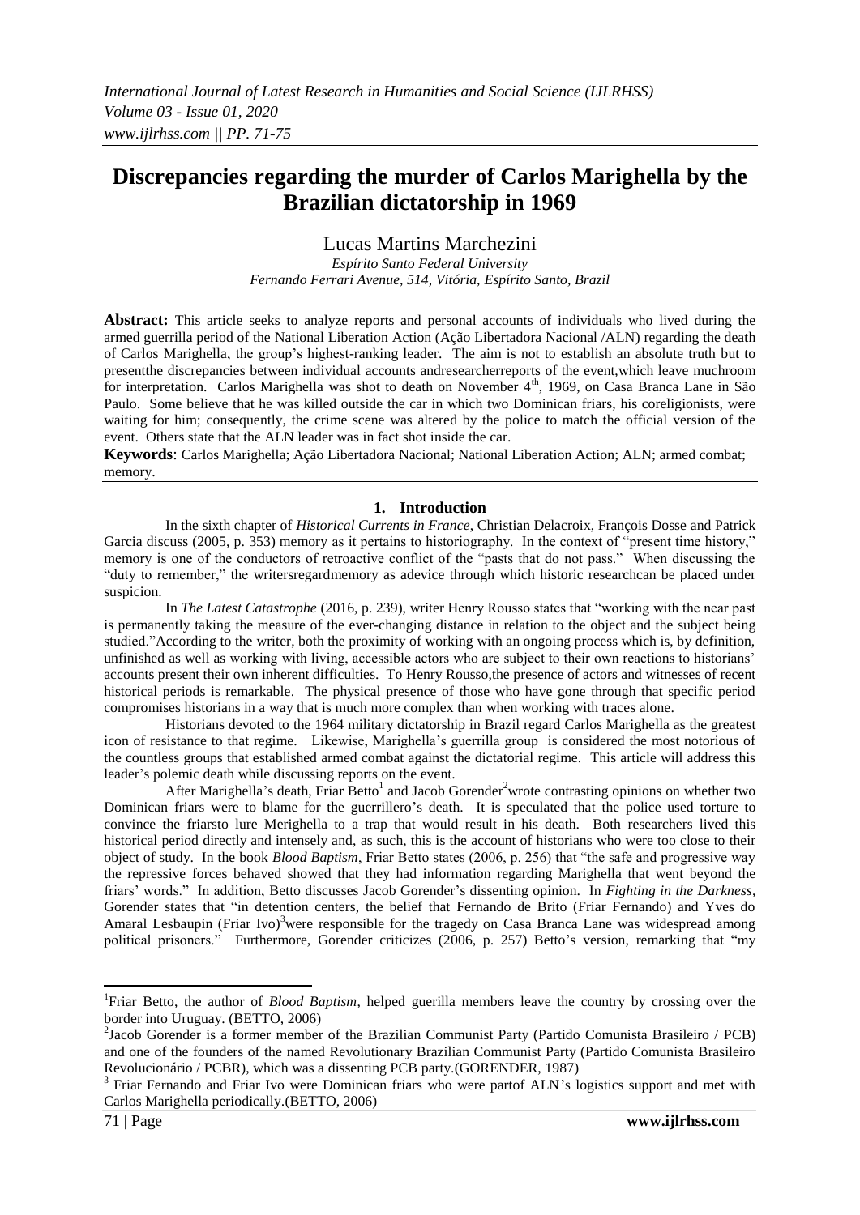# Discrepancies regarding the murder of Carlos Marighella by the Brazilian dictatorship in 1969

Lucas Martins Marchezini

*Espírito Santo Federal University*
*Fernando Ferrari Avenue, 514, Vitória, Espírito Santo, Brazil*

**Abstract:** This article seeks to analyze reports and personal accounts of individuals who lived during the armed guerrilla period of the National Liberation Action (Ação Libertadora Nacional /ALN) regarding the death of Carlos Marighella, the group's highest-ranking leader. The aim is not to establish an absolute truth but to presentthe discrepancies between individual accounts andresearcherreports of the event,which leave muchroom for interpretation. Carlos Marighella was shot to death on November 4th, 1969, on Casa Branca Lane in São Paulo. Some believe that he was killed outside the car in which two Dominican friars, his coreligionists, were waiting for him; consequently, the crime scene was altered by the police to match the official version of the event. Others state that the ALN leader was in fact shot inside the car.

**Keywords**: Carlos Marighella; Ação Libertadora Nacional; National Liberation Action; ALN; armed combat; memory.

## 1. Introduction

In the sixth chapter of *Historical Currents in France*, Christian Delacroix, François Dosse and Patrick Garcia discuss (2005, p. 353) memory as it pertains to historiography. In the context of "present time history," memory is one of the conductors of retroactive conflict of the "pasts that do not pass." When discussing the "duty to remember," the writersregardmemory as adevice through which historic researchcan be placed under suspicion.

In *The Latest Catastrophe* (2016, p. 239), writer Henry Rousso states that "working with the near past is permanently taking the measure of the ever-changing distance in relation to the object and the subject being studied."According to the writer, both the proximity of working with an ongoing process which is, by definition, unfinished as well as working with living, accessible actors who are subject to their own reactions to historians' accounts present their own inherent difficulties. To Henry Rousso,the presence of actors and witnesses of recent historical periods is remarkable. The physical presence of those who have gone through that specific period compromises historians in a way that is much more complex than when working with traces alone.

Historians devoted to the 1964 military dictatorship in Brazil regard Carlos Marighella as the greatest icon of resistance to that regime. Likewise, Marighella's guerrilla group is considered the most notorious of the countless groups that established armed combat against the dictatorial regime. This article will address this leader's polemic death while discussing reports on the event.

After Marighella's death, Friar Betto[1] and Jacob Gorender[2]wrote contrasting opinions on whether two Dominican friars were to blame for the guerrillero's death. It is speculated that the police used torture to convince the friarsto lure Merighella to a trap that would result in his death. Both researchers lived this historical period directly and intensely and, as such, this is the account of historians who were too close to their object of study. In the book *Blood Baptism*, Friar Betto states (2006, p. 256) that "the safe and progressive way the repressive forces behaved showed that they had information regarding Marighella that went beyond the friars' words." In addition, Betto discusses Jacob Gorender's dissenting opinion. In *Fighting in the Darkness*, Gorender states that "in detention centers, the belief that Fernando de Brito (Friar Fernando) and Yves do Amaral Lesbaupin (Friar Ivo)[3]were responsible for the tragedy on Casa Branca Lane was widespread among political prisoners." Furthermore, Gorender criticizes (2006, p. 257) Betto's version, remarking that "my

---

[1]Friar Betto, the author of *Blood Baptism*, helped guerilla members leave the country by crossing over the border into Uruguay. (BETTO, 2006)

[2]Jacob Gorender is a former member of the Brazilian Communist Party (Partido Comunista Brasileiro / PCB) and one of the founders of the named Revolutionary Brazilian Communist Party (Partido Comunista Brasileiro Revolucionário / PCBR), which was a dissenting PCB party.(GORENDER, 1987)

[3] Friar Fernando and Friar Ivo were Dominican friars who were partof ALN's logistics support and met with Carlos Marighella periodically.(BETTO, 2006)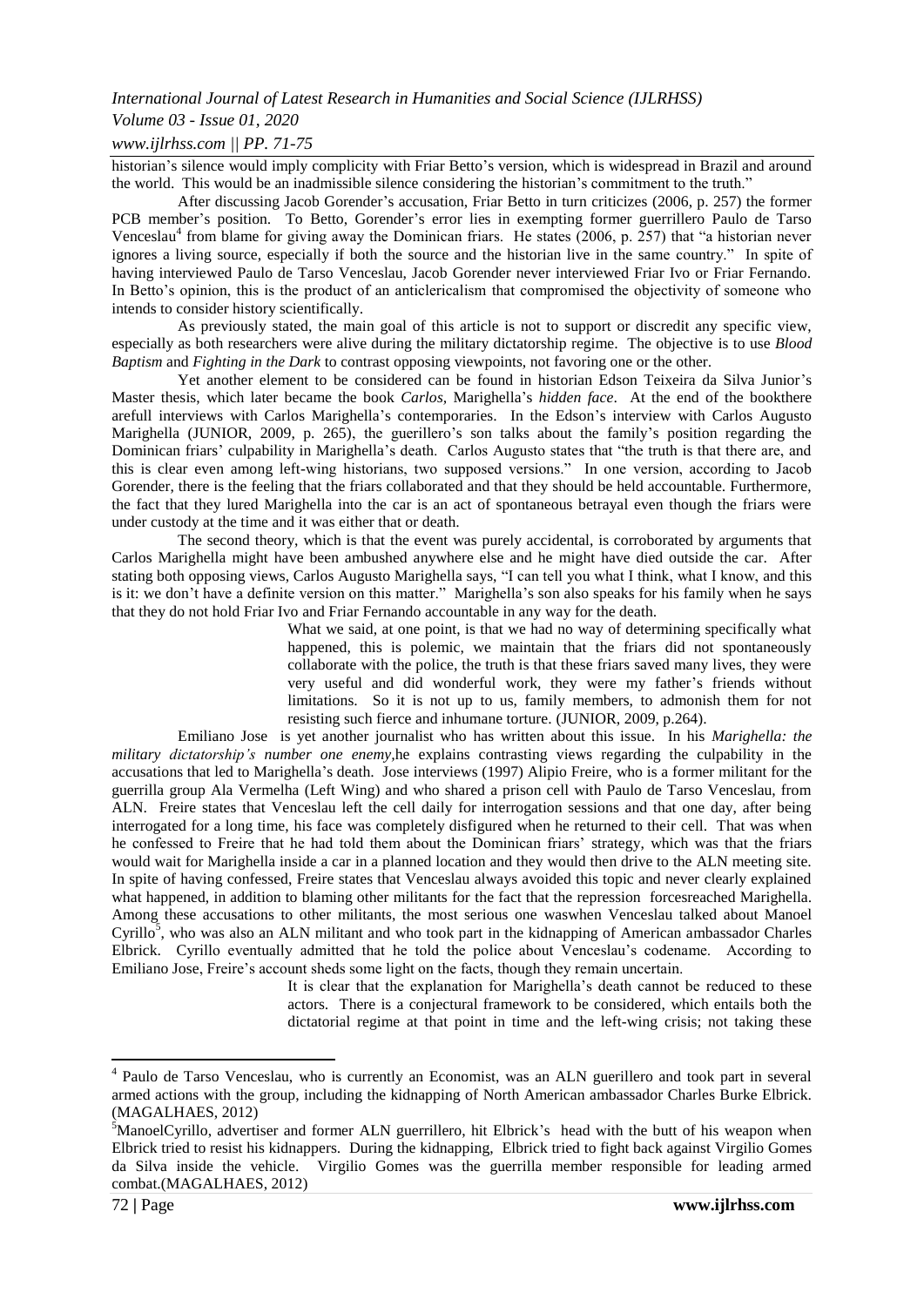historian's silence would imply complicity with Friar Betto's version, which is widespread in Brazil and around the world. This would be an inadmissible silence considering the historian's commitment to the truth."

After discussing Jacob Gorender's accusation, Friar Betto in turn criticizes (2006, p. 257) the former PCB member's position. To Betto, Gorender's error lies in exempting former guerrillero Paulo de Tarso Venceslau[4] from blame for giving away the Dominican friars. He states (2006, p. 257) that "a historian never ignores a living source, especially if both the source and the historian live in the same country." In spite of having interviewed Paulo de Tarso Venceslau, Jacob Gorender never interviewed Friar Ivo or Friar Fernando. In Betto's opinion, this is the product of an anticlericalism that compromised the objectivity of someone who intends to consider history scientifically.

As previously stated, the main goal of this article is not to support or discredit any specific view, especially as both researchers were alive during the military dictatorship regime. The objective is to use *Blood Baptism* and *Fighting in the Dark* to contrast opposing viewpoints, not favoring one or the other.

Yet another element to be considered can be found in historian Edson Teixeira da Silva Junior's Master thesis, which later became the book *Carlos,* Marighella's *hidden face*. At the end of the bookthere arefull interviews with Carlos Marighella's contemporaries. In the Edson's interview with Carlos Augusto Marighella (JUNIOR, 2009, p. 265), the guerillero's son talks about the family's position regarding the Dominican friars' culpability in Marighella's death. Carlos Augusto states that "the truth is that there are, and this is clear even among left-wing historians, two supposed versions." In one version, according to Jacob Gorender, there is the feeling that the friars collaborated and that they should be held accountable. Furthermore, the fact that they lured Marighella into the car is an act of spontaneous betrayal even though the friars were under custody at the time and it was either that or death.

The second theory, which is that the event was purely accidental, is corroborated by arguments that Carlos Marighella might have been ambushed anywhere else and he might have died outside the car. After stating both opposing views, Carlos Augusto Marighella says, "I can tell you what I think, what I know, and this is it: we don't have a definite version on this matter." Marighella's son also speaks for his family when he says that they do not hold Friar Ivo and Friar Fernando accountable in any way for the death.

> What we said, at one point, is that we had no way of determining specifically what happened, this is polemic, we maintain that the friars did not spontaneously collaborate with the police, the truth is that these friars saved many lives, they were very useful and did wonderful work, they were my father's friends without limitations. So it is not up to us, family members, to admonish them for not resisting such fierce and inhumane torture. (JUNIOR, 2009, p.264).

Emiliano Jose is yet another journalist who has written about this issue. In his *Marighella: the military dictatorship's number one enemy*,he explains contrasting views regarding the culpability in the accusations that led to Marighella's death. Jose interviews (1997) Alipio Freire, who is a former militant for the guerrilla group Ala Vermelha (Left Wing) and who shared a prison cell with Paulo de Tarso Venceslau, from ALN. Freire states that Venceslau left the cell daily for interrogation sessions and that one day, after being interrogated for a long time, his face was completely disfigured when he returned to their cell. That was when he confessed to Freire that he had told them about the Dominican friars' strategy, which was that the friars would wait for Marighella inside a car in a planned location and they would then drive to the ALN meeting site. In spite of having confessed, Freire states that Venceslau always avoided this topic and never clearly explained what happened, in addition to blaming other militants for the fact that the repression forcesreached Marighella. Among these accusations to other militants, the most serious one waswhen Venceslau talked about Manoel Cyrillo[5], who was also an ALN militant and who took part in the kidnapping of American ambassador Charles Elbrick. Cyrillo eventually admitted that he told the police about Venceslau's codename. According to Emiliano Jose, Freire's account sheds some light on the facts, though they remain uncertain.

> It is clear that the explanation for Marighella's death cannot be reduced to these actors. There is a conjectural framework to be considered, which entails both the dictatorial regime at that point in time and the left-wing crisis; not taking these

---

[4] Paulo de Tarso Venceslau, who is currently an Economist, was an ALN guerillero and took part in several armed actions with the group, including the kidnapping of North American ambassador Charles Burke Elbrick. (MAGALHAES, 2012)

[5] ManoelCyrillo, advertiser and former ALN guerrillero, hit Elbrick's head with the butt of his weapon when Elbrick tried to resist his kidnappers. During the kidnapping, Elbrick tried to fight back against Virgilio Gomes da Silva inside the vehicle. Virgilio Gomes was the guerrilla member responsible for leading armed combat.(MAGALHAES, 2012)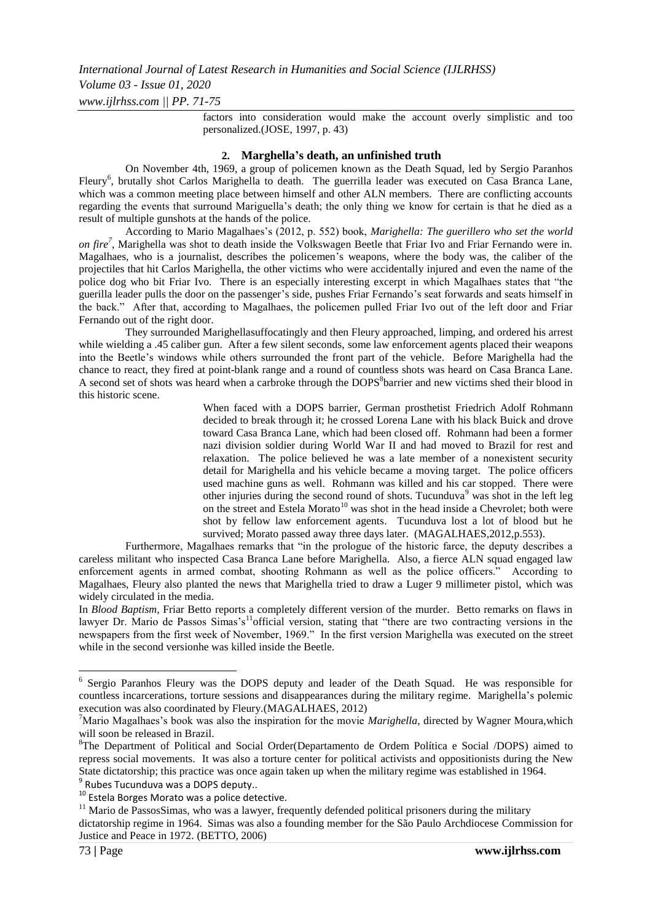> factors into consideration would make the account overly simplistic and too personalized.(JOSE, 1997, p. 43)

## 2. Marghella's death, an unfinished truth

On November 4th, 1969, a group of policemen known as the Death Squad, led by Sergio Paranhos Fleury[6], brutally shot Carlos Marighella to death. The guerrilla leader was executed on Casa Branca Lane, which was a common meeting place between himself and other ALN members. There are conflicting accounts regarding the events that surround Mariguella's death; the only thing we know for certain is that he died as a result of multiple gunshots at the hands of the police.

According to Mario Magalhaes's (2012, p. 552) book, *Marighella: The guerillero who set the world on fire*[7], Marighella was shot to death inside the Volkswagen Beetle that Friar Ivo and Friar Fernando were in. Magalhaes, who is a journalist, describes the policemen's weapons, where the body was, the caliber of the projectiles that hit Carlos Marighella, the other victims who were accidentally injured and even the name of the police dog who bit Friar Ivo. There is an especially interesting excerpt in which Magalhaes states that "the guerilla leader pulls the door on the passenger's side, pushes Friar Fernando's seat forwards and seats himself in the back." After that, according to Magalhaes, the policemen pulled Friar Ivo out of the left door and Friar Fernando out of the right door.

They surrounded Marighellasuffocatingly and then Fleury approached, limping, and ordered his arrest while wielding a .45 caliber gun. After a few silent seconds, some law enforcement agents placed their weapons into the Beetle's windows while others surrounded the front part of the vehicle. Before Marighella had the chance to react, they fired at point-blank range and a round of countless shots was heard on Casa Branca Lane. A second set of shots was heard when a carbroke through the DOPS[8]barrier and new victims shed their blood in this historic scene.

> When faced with a DOPS barrier, German prosthetist Friedrich Adolf Rohmann decided to break through it; he crossed Lorena Lane with his black Buick and drove toward Casa Branca Lane, which had been closed off. Rohmann had been a former nazi division soldier during World War II and had moved to Brazil for rest and relaxation. The police believed he was a late member of a nonexistent security detail for Marighella and his vehicle became a moving target. The police officers used machine guns as well. Rohmann was killed and his car stopped. There were other injuries during the second round of shots. Tucunduva[9] was shot in the left leg on the street and Estela Morato[10] was shot in the head inside a Chevrolet; both were shot by fellow law enforcement agents. Tucunduva lost a lot of blood but he survived; Morato passed away three days later. (MAGALHAES,2012,p.553).

Furthermore, Magalhaes remarks that "in the prologue of the historic farce, the deputy describes a careless militant who inspected Casa Branca Lane before Marighella. Also, a fierce ALN squad engaged law enforcement agents in armed combat, shooting Rohmann as well as the police officers." According to Magalhaes, Fleury also planted the news that Marighella tried to draw a Luger 9 millimeter pistol, which was widely circulated in the media.

In *Blood Baptism*, Friar Betto reports a completely different version of the murder. Betto remarks on flaws in lawyer Dr. Mario de Passos Simas's[11]official version, stating that "there are two contracting versions in the newspapers from the first week of November, 1969." In the first version Marighella was executed on the street while in the second versionhe was killed inside the Beetle.

---

[6] Sergio Paranhos Fleury was the DOPS deputy and leader of the Death Squad. He was responsible for countless incarcerations, torture sessions and disappearances during the military regime. Marighella's polemic execution was also coordinated by Fleury.(MAGALHAES, 2012)

[7]Mario Magalhaes's book was also the inspiration for the movie *Marighella*, directed by Wagner Moura,which will soon be released in Brazil.

[8]The Department of Political and Social Order(Departamento de Ordem Política e Social /DOPS) aimed to repress social movements. It was also a torture center for political activists and oppositionists during the New State dictatorship; this practice was once again taken up when the military regime was established in 1964.

[9] Rubes Tucunduva was a DOPS deputy..

[10] Estela Borges Morato was a police detective.

[11] Mario de PassosSimas, who was a lawyer, frequently defended political prisoners during the military dictatorship regime in 1964. Simas was also a founding member for the São Paulo Archdiocese Commission for Justice and Peace in 1972. (BETTO, 2006)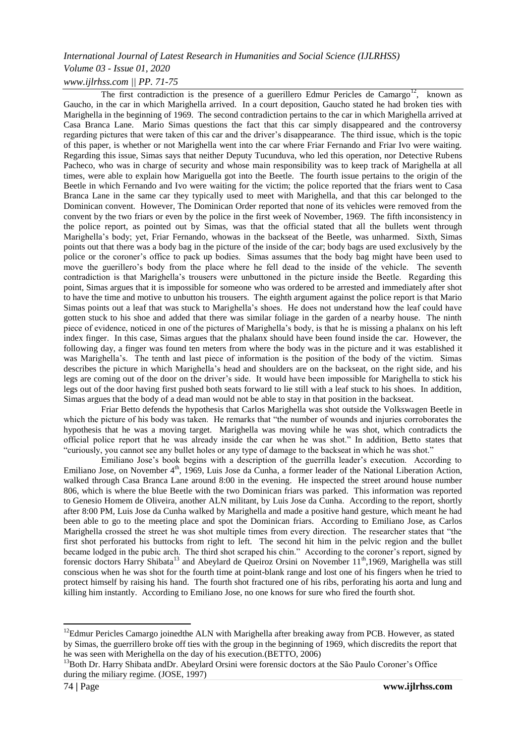The first contradiction is the presence of a guerillero Edmur Pericles de Camargo[12], known as Gaucho, in the car in which Marighella arrived. In a court deposition, Gaucho stated he had broken ties with Marighella in the beginning of 1969. The second contradiction pertains to the car in which Marighella arrived at Casa Branca Lane. Mario Simas questions the fact that this car simply disappeared and the controversy regarding pictures that were taken of this car and the driver's disappearance. The third issue, which is the topic of this paper, is whether or not Marighella went into the car where Friar Fernando and Friar Ivo were waiting. Regarding this issue, Simas says that neither Deputy Tucunduva, who led this operation, nor Detective Rubens Pacheco, who was in charge of security and whose main responsibility was to keep track of Marighella at all times, were able to explain how Mariguella got into the Beetle. The fourth issue pertains to the origin of the Beetle in which Fernando and Ivo were waiting for the victim; the police reported that the friars went to Casa Branca Lane in the same car they typically used to meet with Marighella, and that this car belonged to the Dominican convent. However, The Dominican Order reported that none of its vehicles were removed from the convent by the two friars or even by the police in the first week of November, 1969. The fifth inconsistency in the police report, as pointed out by Simas, was that the official stated that all the bullets went through Marighella's body; yet, Friar Fernando, whowas in the backseat of the Beetle, was unharmed. Sixth, Simas points out that there was a body bag in the picture of the inside of the car; body bags are used exclusively by the police or the coroner's office to pack up bodies. Simas assumes that the body bag might have been used to move the guerillero's body from the place where he fell dead to the inside of the vehicle. The seventh contradiction is that Marighella's trousers were unbuttoned in the picture inside the Beetle. Regarding this point, Simas argues that it is impossible for someone who was ordered to be arrested and immediately after shot to have the time and motive to unbutton his trousers. The eighth argument against the police report is that Mario Simas points out a leaf that was stuck to Marighella's shoes. He does not understand how the leaf could have gotten stuck to his shoe and added that there was similar foliage in the garden of a nearby house. The ninth piece of evidence, noticed in one of the pictures of Marighella's body, is that he is missing a phalanx on his left index finger. In this case, Simas argues that the phalanx should have been found inside the car. However, the following day, a finger was found ten meters from where the body was in the picture and it was established it was Marighella's. The tenth and last piece of information is the position of the body of the victim. Simas describes the picture in which Marighella's head and shoulders are on the backseat, on the right side, and his legs are coming out of the door on the driver's side. It would have been impossible for Marighella to stick his legs out of the door having first pushed both seats forward to lie still with a leaf stuck to his shoes. In addition, Simas argues that the body of a dead man would not be able to stay in that position in the backseat.

Friar Betto defends the hypothesis that Carlos Marighella was shot outside the Volkswagen Beetle in which the picture of his body was taken. He remarks that "the number of wounds and injuries corroborates the hypothesis that he was a moving target. Marighella was moving while he was shot, which contradicts the official police report that he was already inside the car when he was shot." In addition, Betto states that "curiously, you cannot see any bullet holes or any type of damage to the backseat in which he was shot."

Emiliano Jose's book begins with a description of the guerrilla leader's execution. According to Emiliano Jose, on November 4th, 1969, Luis Jose da Cunha, a former leader of the National Liberation Action, walked through Casa Branca Lane around 8:00 in the evening. He inspected the street around house number 806, which is where the blue Beetle with the two Dominican friars was parked. This information was reported to Genesio Homem de Oliveira, another ALN militant, by Luis Jose da Cunha. According to the report, shortly after 8:00 PM, Luis Jose da Cunha walked by Marighella and made a positive hand gesture, which meant he had been able to go to the meeting place and spot the Dominican friars. According to Emiliano Jose, as Carlos Marighella crossed the street he was shot multiple times from every direction. The researcher states that "the first shot perforated his buttocks from right to left. The second hit him in the pelvic region and the bullet became lodged in the pubic arch. The third shot scraped his chin." According to the coroner's report, signed by forensic doctors Harry Shibata[13] and Abeylard de Queiroz Orsini on November 11th,1969, Marighella was still conscious when he was shot for the fourth time at point-blank range and lost one of his fingers when he tried to protect himself by raising his hand. The fourth shot fractured one of his ribs, perforating his aorta and lung and killing him instantly. According to Emiliano Jose, no one knows for sure who fired the fourth shot.

---

[12] Edmur Pericles Camargo joinedthe ALN with Marighella after breaking away from PCB. However, as stated by Simas, the guerrillero broke off ties with the group in the beginning of 1969, which discredits the report that he was seen with Merighella on the day of his execution.(BETTO, 2006)

[13] Both Dr. Harry Shibata andDr. Abeylard Orsini were forensic doctors at the São Paulo Coroner's Office during the miliary regime. (JOSE, 1997)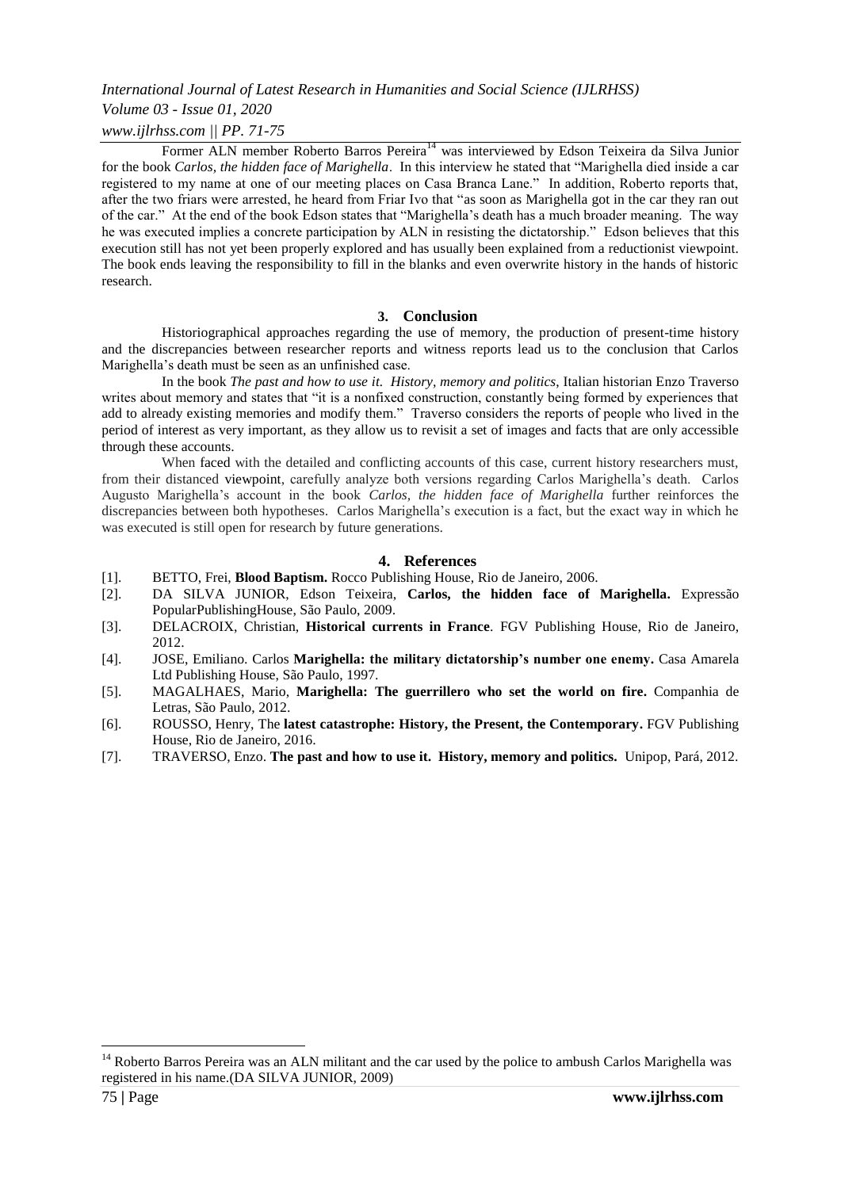Former ALN member Roberto Barros Pereira[14] was interviewed by Edson Teixeira da Silva Junior for the book *Carlos, the hidden face of Marighella*. In this interview he stated that "Marighella died inside a car registered to my name at one of our meeting places on Casa Branca Lane." In addition, Roberto reports that, after the two friars were arrested, he heard from Friar Ivo that "as soon as Marighella got in the car they ran out of the car." At the end of the book Edson states that "Marighella's death has a much broader meaning. The way he was executed implies a concrete participation by ALN in resisting the dictatorship." Edson believes that this execution still has not yet been properly explored and has usually been explained from a reductionist viewpoint. The book ends leaving the responsibility to fill in the blanks and even overwrite history in the hands of historic research.

## 3. Conclusion

Historiographical approaches regarding the use of memory, the production of present-time history and the discrepancies between researcher reports and witness reports lead us to the conclusion that Carlos Marighella's death must be seen as an unfinished case.

In the book *The past and how to use it. History, memory and politics*, Italian historian Enzo Traverso writes about memory and states that "it is a nonfixed construction, constantly being formed by experiences that add to already existing memories and modify them." Traverso considers the reports of people who lived in the period of interest as very important, as they allow us to revisit a set of images and facts that are only accessible through these accounts.

When faced with the detailed and conflicting accounts of this case, current history researchers must, from their distanced viewpoint, carefully analyze both versions regarding Carlos Marighella's death. Carlos Augusto Marighella's account in the book *Carlos, the hidden face of Marighella* further reinforces the discrepancies between both hypotheses. Carlos Marighella's execution is a fact, but the exact way in which he was executed is still open for research by future generations.

## 4. References

[1]. BETTO, Frei, **Blood Baptism.** Rocco Publishing House, Rio de Janeiro, 2006.

[2]. DA SILVA JUNIOR, Edson Teixeira, **Carlos, the hidden face of Marighella.** Expressão PopularPublishingHouse, São Paulo, 2009.

[3]. DELACROIX, Christian, **Historical currents in France**. FGV Publishing House, Rio de Janeiro, 2012.

[4]. JOSE, Emiliano. Carlos **Marighella: the military dictatorship's number one enemy.** Casa Amarela Ltd Publishing House, São Paulo, 1997.

[5]. MAGALHAES, Mario, **Marighella: The guerrillero who set the world on fire.** Companhia de Letras, São Paulo, 2012.

[6]. ROUSSO, Henry, The **latest catastrophe: History, the Present, the Contemporary.** FGV Publishing House, Rio de Janeiro, 2016.

[7]. TRAVERSO, Enzo. **The past and how to use it. History, memory and politics.** Unipop, Pará, 2012.

---

[14] Roberto Barros Pereira was an ALN militant and the car used by the police to ambush Carlos Marighella was registered in his name.(DA SILVA JUNIOR, 2009)